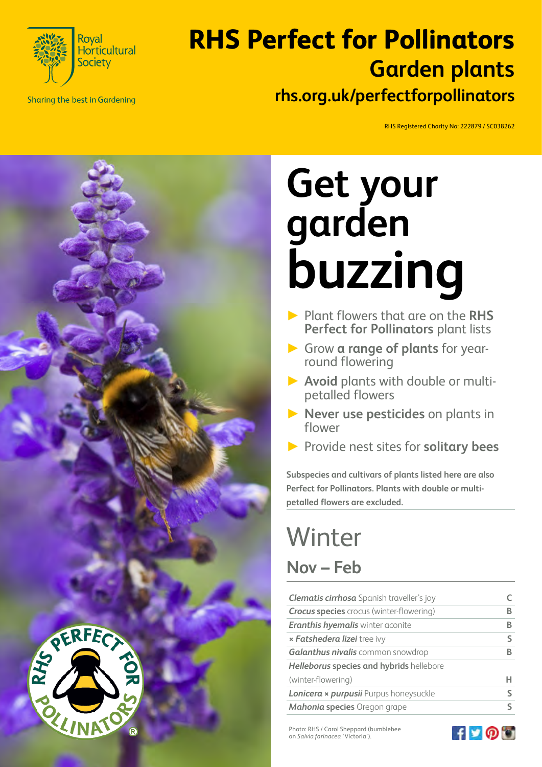Royal Horticultural Society

Sharing the best in Gardening

# RHS Perfect for Pollinators

## Garden plants

**rhs.org.uk/perfectforpollinators**

RHS Registered Charity No: 222879 / SC038262

# Get your garden buzzing

- Plant flowers that are on the **RHS Perfect for Pollinators** plant lists
- Grow **a range of plants** for year-round flowering
- **Avoid** plants with double or multi-petalled flowers
- **Never use pesticides** on plants in flower
- Provide nest sites for **solitary bees**

**Subspecies and cultivars of plants listed here are also Perfect for Pollinators. Plants with double or multi-petalled flowers are excluded.**

## Winter

### Nov – Feb

| Plant | |
|---|---|
| ***Clematis cirrhosa*** Spanish traveller's joy | C |
| ***Crocus* species** crocus (winter-flowering) | B |
| ***Eranthis hyemalis*** winter aconite | B |
| **× *Fatshedera lizei*** tree ivy | S |
| ***Galanthus nivalis*** common snowdrop | B |
| ***Helleborus* species and hybrids** hellebore (winter-flowering) | H |
| ***Lonicera* × *purpusii*** Purpus honeysuckle | S |
| ***Mahonia* species** Oregon grape | S |

Photo: RHS / Carol Sheppard (bumblebee on *Salvia farinacea* 'Victoria').

RHS PERFECT FOR POLLINATORS®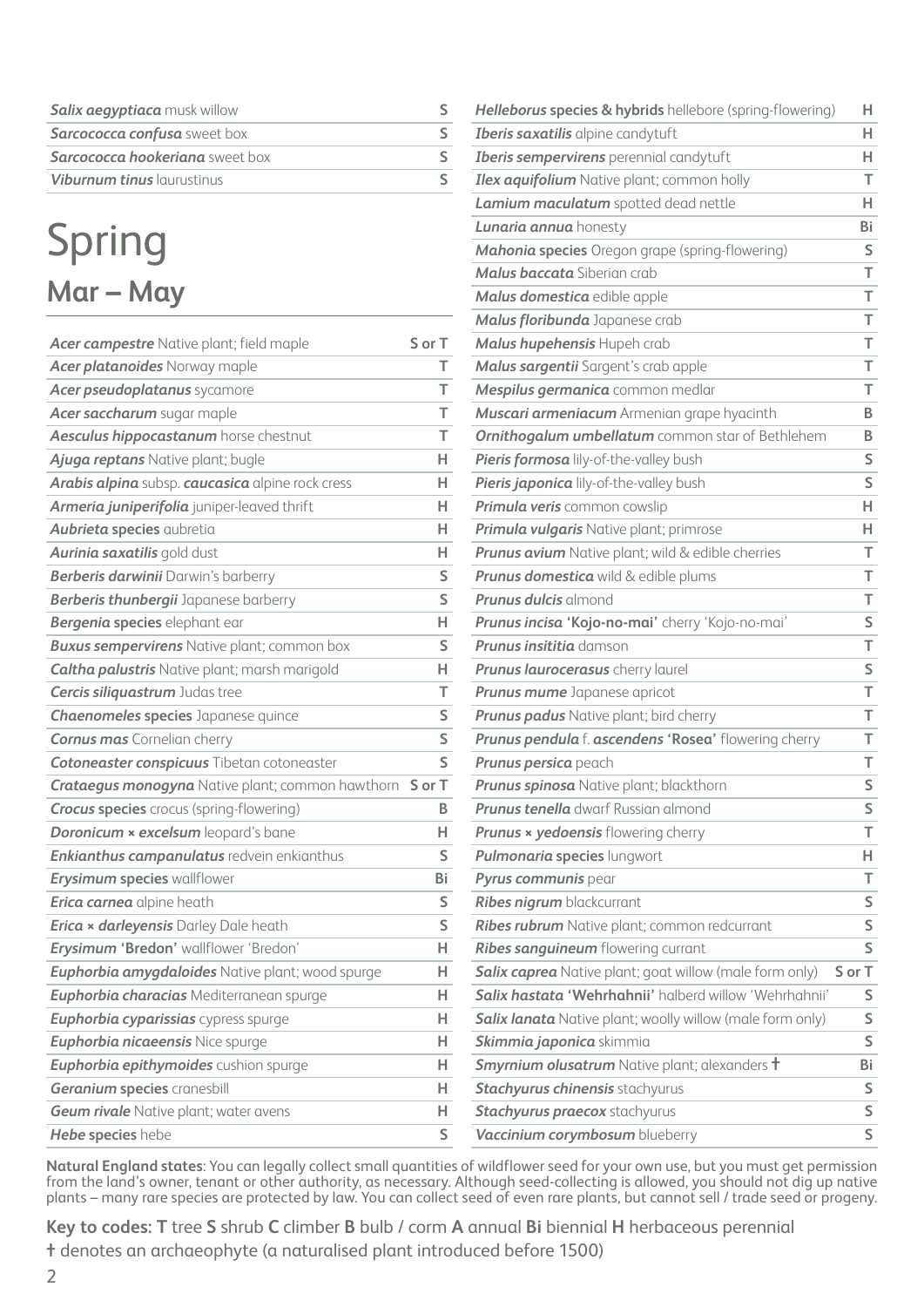| | |
|---|---|
| ***Salix aegyptiaca*** musk willow | S |
| ***Sarcococca confusa*** sweet box | S |
| ***Sarcococca hookeriana*** sweet box | S |
| ***Viburnum tinus*** laurustinus | S |

# Spring

## Mar – May

| | |
|---|---|
| ***Acer campestre*** Native plant; field maple | S or T |
| ***Acer platanoides*** Norway maple | T |
| ***Acer pseudoplatanus*** sycamore | T |
| ***Acer saccharum*** sugar maple | T |
| ***Aesculus hippocastanum*** horse chestnut | T |
| ***Ajuga reptans*** Native plant; bugle | H |
| ***Arabis alpina*** subsp. ***caucasica*** alpine rock cress | H |
| ***Armeria juniperifolia*** juniper-leaved thrift | H |
| ***Aubrieta*** **species** aubretia | H |
| ***Aurinia saxatilis*** gold dust | H |
| ***Berberis darwinii*** Darwin's barberry | S |
| ***Berberis thunbergii*** Japanese barberry | S |
| ***Bergenia*** **species** elephant ear | H |
| ***Buxus sempervirens*** Native plant; common box | S |
| ***Caltha palustris*** Native plant; marsh marigold | H |
| ***Cercis siliquastrum*** Judas tree | T |
| ***Chaenomeles*** **species** Japanese quince | S |
| ***Cornus mas*** Cornelian cherry | S |
| ***Cotoneaster conspicuus*** Tibetan cotoneaster | S |
| ***Crataegus monogyna*** Native plant; common hawthorn | S or T |
| ***Crocus*** **species** crocus (spring-flowering) | B |
| ***Doronicum × excelsum*** leopard's bane | H |
| ***Enkianthus campanulatus*** redvein enkianthus | S |
| ***Erysimum*** **species** wallflower | Bi |
| ***Erica carnea*** alpine heath | S |
| ***Erica × darleyensis*** Darley Dale heath | S |
| ***Erysimum*** **'Bredon'** wallflower 'Bredon' | H |
| ***Euphorbia amygdaloides*** Native plant; wood spurge | H |
| ***Euphorbia characias*** Mediterranean spurge | H |
| ***Euphorbia cyparissias*** cypress spurge | H |
| ***Euphorbia nicaeensis*** Nice spurge | H |
| ***Euphorbia epithymoides*** cushion spurge | H |
| ***Geranium*** **species** cranesbill | H |
| ***Geum rivale*** Native plant; water avens | H |
| ***Hebe*** **species** hebe | S |
| ***Helleborus*** **species & hybrids** hellebore (spring-flowering) | H |
| ***Iberis saxatilis*** alpine candytuft | H |
| ***Iberis sempervirens*** perennial candytuft | H |
| ***Ilex aquifolium*** Native plant; common holly | T |
| ***Lamium maculatum*** spotted dead nettle | H |
| ***Lunaria annua*** honesty | Bi |
| ***Mahonia*** **species** Oregon grape (spring-flowering) | S |
| ***Malus baccata*** Siberian crab | T |
| ***Malus domestica*** edible apple | T |
| ***Malus floribunda*** Japanese crab | T |
| ***Malus hupehensis*** Hupeh crab | T |
| ***Malus sargentii*** Sargent's crab apple | T |
| ***Mespilus germanica*** common medlar | T |
| ***Muscari armeniacum*** Armenian grape hyacinth | B |
| ***Ornithogalum umbellatum*** common star of Bethlehem | B |
| ***Pieris formosa*** lily-of-the-valley bush | S |
| ***Pieris japonica*** lily-of-the-valley bush | S |
| ***Primula veris*** common cowslip | H |
| ***Primula vulgaris*** Native plant; primrose | H |
| ***Prunus avium*** Native plant; wild & edible cherries | T |
| ***Prunus domestica*** wild & edible plums | T |
| ***Prunus dulcis*** almond | T |
| ***Prunus incisa*** **'Kojo-no-mai'** cherry 'Kojo-no-mai' | S |
| ***Prunus insititia*** damson | T |
| ***Prunus laurocerasus*** cherry laurel | S |
| ***Prunus mume*** Japanese apricot | T |
| ***Prunus padus*** Native plant; bird cherry | T |
| ***Prunus pendula*** f. ***ascendens*** **'Rosea'** flowering cherry | T |
| ***Prunus persica*** peach | T |
| ***Prunus spinosa*** Native plant; blackthorn | S |
| ***Prunus tenella*** dwarf Russian almond | S |
| ***Prunus × yedoensis*** flowering cherry | T |
| ***Pulmonaria*** **species** lungwort | H |
| ***Pyrus communis*** pear | T |
| ***Ribes nigrum*** blackcurrant | S |
| ***Ribes rubrum*** Native plant; common redcurrant | S |
| ***Ribes sanguineum*** flowering currant | S |
| ***Salix caprea*** Native plant; goat willow (male form only) | S or T |
| ***Salix hastata*** **'Wehrhahnii'** halberd willow 'Wehrhahnii' | S |
| ***Salix lanata*** Native plant; woolly willow (male form only) | S |
| ***Skimmia japonica*** skimmia | S |
| ***Smyrnium olusatrum*** Native plant; alexanders † | Bi |
| ***Stachyurus chinensis*** stachyurus | S |
| ***Stachyurus praecox*** stachyurus | S |
| ***Vaccinium corymbosum*** blueberry | S |

**Natural England states**: You can legally collect small quantities of wildflower seed for your own use, but you must get permission from the land's owner, tenant or other authority, as necessary. Although seed-collecting is allowed, you should not dig up native plants – many rare species are protected by law. You can collect seed of even rare plants, but cannot sell / trade seed or progeny.

**Key to codes: T** tree **S** shrub **C** climber **B** bulb / corm **A** annual **Bi** biennial **H** herbaceous perennial

† denotes an archaeophyte (a naturalised plant introduced before 1500)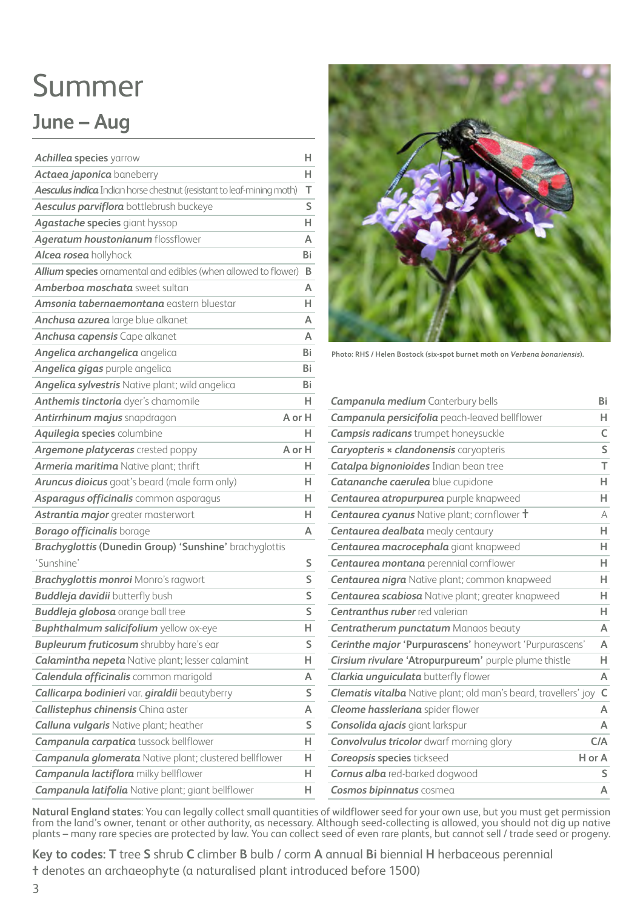# Summer

## June – Aug

| Plant | Code |
|---|---|
| ***Achillea* species** yarrow | H |
| ***Actaea japonica*** baneberry | H |
| ***Aesculus indica*** Indian horse chestnut (resistant to leaf-mining moth) | T |
| ***Aesculus parviflora*** bottlebrush buckeye | S |
| ***Agastache* species** giant hyssop | H |
| ***Ageratum houstonianum*** flossflower | A |
| ***Alcea rosea*** hollyhock | Bi |
| ***Allium* species** ornamental and edibles (when allowed to flower) | B |
| ***Amberboa moschata*** sweet sultan | A |
| ***Amsonia tabernaemontana*** eastern bluestar | H |
| ***Anchusa azurea*** large blue alkanet | A |
| ***Anchusa capensis*** Cape alkanet | A |
| ***Angelica archangelica*** angelica | Bi |
| ***Angelica gigas*** purple angelica | Bi |
| ***Angelica sylvestris*** Native plant; wild angelica | Bi |
| ***Anthemis tinctoria*** dyer's chamomile | H |
| ***Antirrhinum majus*** snapdragon | A or H |
| ***Aquilegia* species** columbine | H |
| ***Argemone platyceras*** crested poppy | A or H |
| ***Armeria maritima*** Native plant; thrift | H |
| ***Aruncus dioicus*** goat's beard (male form only) | H |
| ***Asparagus officinalis*** common asparagus | H |
| ***Astrantia major*** greater masterwort | H |
| ***Borago officinalis*** borage | A |
| ***Brachyglottis* (Dunedin Group) 'Sunshine'** brachyglottis 'Sunshine' | S |
| ***Brachyglottis monroi*** Monro's ragwort | S |
| ***Buddleja davidii*** butterfly bush | S |
| ***Buddleja globosa*** orange ball tree | S |
| ***Buphthalmum salicifolium*** yellow ox-eye | H |
| ***Bupleurum fruticosum*** shrubby hare's ear | S |
| ***Calamintha nepeta*** Native plant; lesser calamint | H |
| ***Calendula officinalis*** common marigold | A |
| ***Callicarpa bodinieri* var. *giraldii*** beautyberry | S |
| ***Callistephus chinensis*** China aster | A |
| ***Calluna vulgaris*** Native plant; heather | S |
| ***Campanula carpatica*** tussock bellflower | H |
| ***Campanula glomerata*** Native plant; clustered bellflower | H |
| ***Campanula lactiflora*** milky bellflower | H |
| ***Campanula latifolia*** Native plant; giant bellflower | H |
| ***Campanula medium*** Canterbury bells | Bi |
| ***Campanula persicifolia*** peach-leaved bellflower | H |
| ***Campsis radicans*** trumpet honeysuckle | C |
| ***Caryopteris × clandonensis*** caryopteris | S |
| ***Catalpa bignonioides*** Indian bean tree | T |
| ***Catananche caerulea*** blue cupidone | H |
| ***Centaurea atropurpurea*** purple knapweed | H |
| ***Centaurea cyanus*** Native plant; cornflower † | A |
| ***Centaurea dealbata*** mealy centaury | H |
| ***Centaurea macrocephala*** giant knapweed | H |
| ***Centaurea montana*** perennial cornflower | H |
| ***Centaurea nigra*** Native plant; common knapweed | H |
| ***Centaurea scabiosa*** Native plant; greater knapweed | H |
| ***Centranthus ruber*** red valerian | H |
| ***Centratherum punctatum*** Manaos beauty | A |
| ***Cerinthe major* 'Purpurascens'** honeywort 'Purpurascens' | A |
| ***Cirsium rivulare* 'Atropurpureum'** purple plume thistle | H |
| ***Clarkia unguiculata*** butterfly flower | A |
| ***Clematis vitalba*** Native plant; old man's beard, travellers' joy | C |
| ***Cleome hassleriana*** spider flower | A |
| ***Consolida ajacis*** giant larkspur | A |
| ***Convolvulus tricolor*** dwarf morning glory | C/A |
| ***Coreopsis* species** tickseed | H or A |
| ***Cornus alba*** red-barked dogwood | S |
| ***Cosmos bipinnatus*** cosmea | A |

Photo: RHS / Helen Bostock (six-spot burnet moth on *Verbena bonariensis*).

**Natural England states**: You can legally collect small quantities of wildflower seed for your own use, but you must get permission from the land's owner, tenant or other authority, as necessary. Although seed-collecting is allowed, you should not dig up native plants – many rare species are protected by law. You can collect seed of even rare plants, but cannot sell / trade seed or progeny.

**Key to codes: T** tree **S** shrub **C** climber **B** bulb / corm **A** annual **Bi** biennial **H** herbaceous perennial
† denotes an archaeophyte (a naturalised plant introduced before 1500)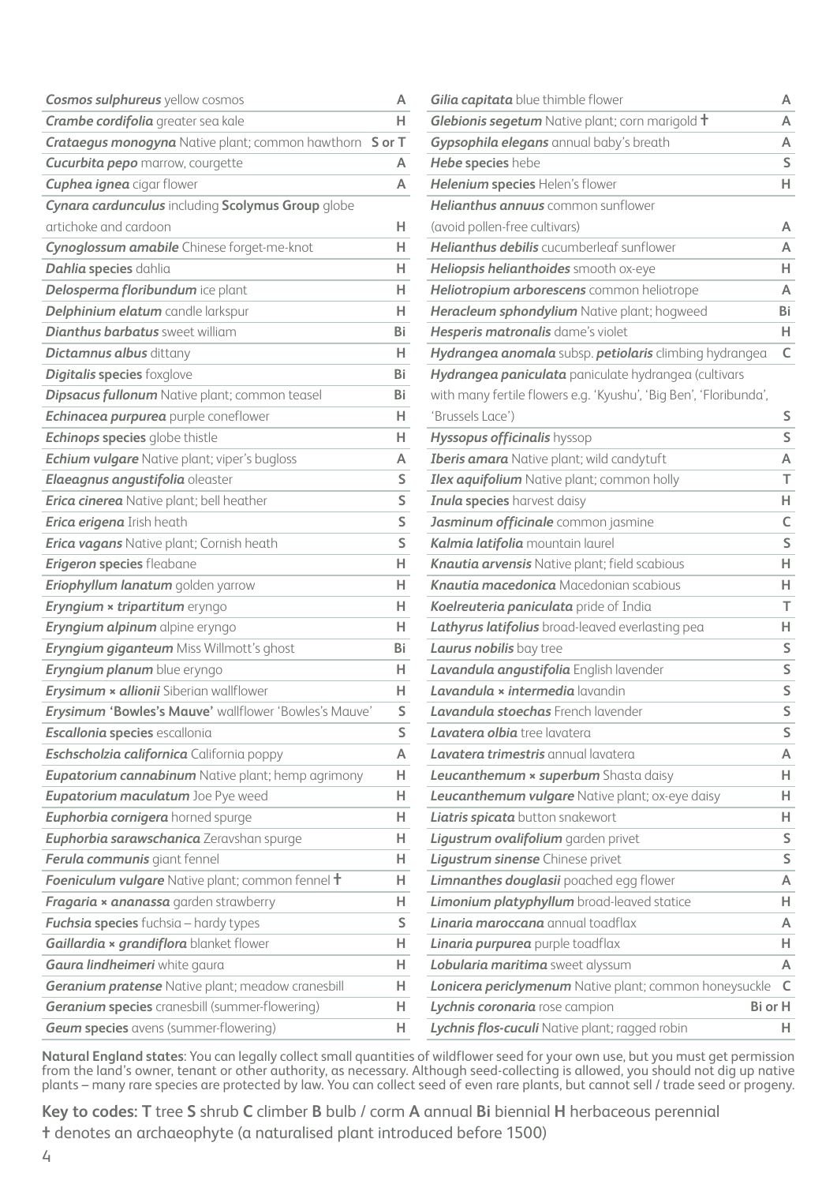| Plant | Code |
|---|---|
| ***Cosmos sulphureus*** yellow cosmos | A |
| ***Crambe cordifolia*** greater sea kale | H |
| ***Crataegus monogyna*** Native plant; common hawthorn | S or T |
| ***Cucurbita pepo*** marrow, courgette | A |
| ***Cuphea ignea*** cigar flower | A |
| ***Cynara cardunculus*** including **Scolymus Group** globe artichoke and cardoon | H |
| ***Cynoglossum amabile*** Chinese forget-me-knot | H |
| ***Dahlia*** **species** dahlia | H |
| ***Delosperma floribundum*** ice plant | H |
| ***Delphinium elatum*** candle larkspur | H |
| ***Dianthus barbatus*** sweet william | Bi |
| ***Dictamnus albus*** dittany | H |
| ***Digitalis*** **species** foxglove | Bi |
| ***Dipsacus fullonum*** Native plant; common teasel | Bi |
| ***Echinacea purpurea*** purple coneflower | H |
| ***Echinops*** **species** globe thistle | H |
| ***Echium vulgare*** Native plant; viper's bugloss | A |
| ***Elaeagnus angustifolia*** oleaster | S |
| ***Erica cinerea*** Native plant; bell heather | S |
| ***Erica erigena*** Irish heath | S |
| ***Erica vagans*** Native plant; Cornish heath | S |
| ***Erigeron*** **species** fleabane | H |
| ***Eriophyllum lanatum*** golden yarrow | H |
| ***Eryngium × tripartitum*** eryngo | H |
| ***Eryngium alpinum*** alpine eryngo | H |
| ***Eryngium giganteum*** Miss Willmott's ghost | Bi |
| ***Eryngium planum*** blue eryngo | H |
| ***Erysimum × allionii*** Siberian wallflower | H |
| ***Erysimum*** **'Bowles's Mauve'** wallflower 'Bowles's Mauve' | S |
| ***Escallonia*** **species** escallonia | S |
| ***Eschscholzia californica*** California poppy | A |
| ***Eupatorium cannabinum*** Native plant; hemp agrimony | H |
| ***Eupatorium maculatum*** Joe Pye weed | H |
| ***Euphorbia cornigera*** horned spurge | H |
| ***Euphorbia sarawschanica*** Zeravshan spurge | H |
| ***Ferula communis*** giant fennel | H |
| ***Foeniculum vulgare*** Native plant; common fennel † | H |
| ***Fragaria × ananassa*** garden strawberry | H |
| ***Fuchsia*** **species** fuchsia – hardy types | S |
| ***Gaillardia × grandiflora*** blanket flower | H |
| ***Gaura lindheimeri*** white gaura | H |
| ***Geranium pratense*** Native plant; meadow cranesbill | H |
| ***Geranium*** **species** cranesbill (summer-flowering) | H |
| ***Geum*** **species** avens (summer-flowering) | H |
| ***Gilia capitata*** blue thimble flower | A |
| ***Glebionis segetum*** Native plant; corn marigold † | A |
| ***Gypsophila elegans*** annual baby's breath | A |
| ***Hebe*** **species** hebe | S |
| ***Helenium*** **species** Helen's flower | H |
| ***Helianthus annuus*** common sunflower (avoid pollen-free cultivars) | A |
| ***Helianthus debilis*** cucumberleaf sunflower | A |
| ***Heliopsis helianthoides*** smooth ox-eye | H |
| ***Heliotropium arborescens*** common heliotrope | A |
| ***Heracleum sphondylium*** Native plant; hogweed | Bi |
| ***Hesperis matronalis*** dame's violet | H |
| ***Hydrangea anomala*** subsp. ***petiolaris*** climbing hydrangea | C |
| ***Hydrangea paniculata*** paniculate hydrangea (cultivars with many fertile flowers e.g. 'Kyushu', 'Big Ben', 'Floribunda', 'Brussels Lace') | S |
| ***Hyssopus officinalis*** hyssop | S |
| ***Iberis amara*** Native plant; wild candytuft | A |
| ***Ilex aquifolium*** Native plant; common holly | T |
| ***Inula*** **species** harvest daisy | H |
| ***Jasminum officinale*** common jasmine | C |
| ***Kalmia latifolia*** mountain laurel | S |
| ***Knautia arvensis*** Native plant; field scabious | H |
| ***Knautia macedonica*** Macedonian scabious | H |
| ***Koelreuteria paniculata*** pride of India | T |
| ***Lathyrus latifolius*** broad-leaved everlasting pea | H |
| ***Laurus nobilis*** bay tree | S |
| ***Lavandula angustifolia*** English lavender | S |
| ***Lavandula × intermedia*** lavandin | S |
| ***Lavandula stoechas*** French lavender | S |
| ***Lavatera olbia*** tree lavatera | S |
| ***Lavatera trimestris*** annual lavatera | A |
| ***Leucanthemum × superbum*** Shasta daisy | H |
| ***Leucanthemum vulgare*** Native plant; ox-eye daisy | H |
| ***Liatris spicata*** button snakewort | H |
| ***Ligustrum ovalifolium*** garden privet | S |
| ***Ligustrum sinense*** Chinese privet | S |
| ***Limnanthes douglasii*** poached egg flower | A |
| ***Limonium platyphyllum*** broad-leaved statice | H |
| ***Linaria maroccana*** annual toadflax | A |
| ***Linaria purpurea*** purple toadflax | H |
| ***Lobularia maritima*** sweet alyssum | A |
| ***Lonicera periclymenum*** Native plant; common honeysuckle | C |
| ***Lychnis coronaria*** rose campion | Bi or H |
| ***Lychnis flos-cuculi*** Native plant; ragged robin | H |

**Natural England states**: You can legally collect small quantities of wildflower seed for your own use, but you must get permission from the land's owner, tenant or other authority, as necessary. Although seed-collecting is allowed, you should not dig up native plants – many rare species are protected by law. You can collect seed of even rare plants, but cannot sell / trade seed or progeny.

**Key to codes: T** tree **S** shrub **C** climber **B** bulb / corm **A** annual **Bi** biennial **H** herbaceous perennial
† denotes an archaeophyte (a naturalised plant introduced before 1500)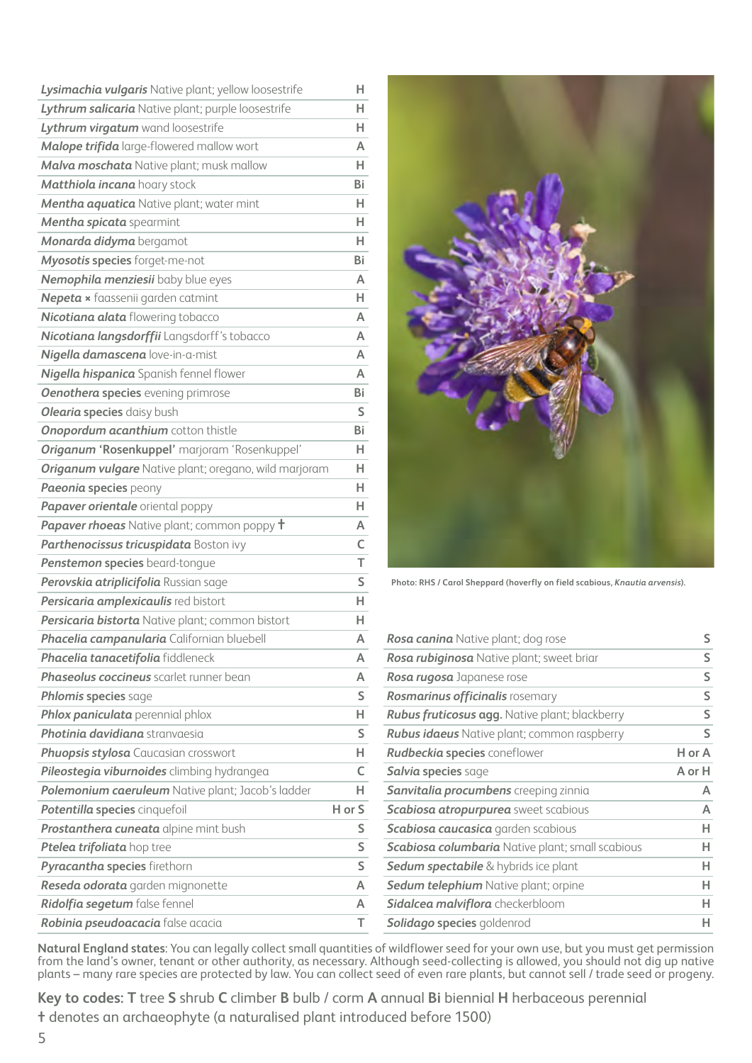| Plant | Code |
|---|---|
| ***Lysimachia vulgaris*** Native plant; yellow loosestrife | H |
| ***Lythrum salicaria*** Native plant; purple loosestrife | H |
| ***Lythrum virgatum*** wand loosestrife | H |
| ***Malope trifida*** large-flowered mallow wort | A |
| ***Malva moschata*** Native plant; musk mallow | H |
| ***Matthiola incana*** hoary stock | Bi |
| ***Mentha aquatica*** Native plant; water mint | H |
| ***Mentha spicata*** spearmint | H |
| ***Monarda didyma*** bergamot | H |
| ***Myosotis* species** forget-me-not | Bi |
| ***Nemophila menziesii*** baby blue eyes | A |
| ***Nepeta* ×** faassenii garden catmint | H |
| ***Nicotiana alata*** flowering tobacco | A |
| ***Nicotiana langsdorffii*** Langsdorff's tobacco | A |
| ***Nigella damascena*** love-in-a-mist | A |
| ***Nigella hispanica*** Spanish fennel flower | A |
| ***Oenothera* species** evening primrose | Bi |
| ***Olearia* species** daisy bush | S |
| ***Onopordum acanthium*** cotton thistle | Bi |
| ***Origanum* 'Rosenkuppel'** marjoram 'Rosenkuppel' | H |
| ***Origanum vulgare*** Native plant; oregano, wild marjoram | H |
| ***Paeonia* species** peony | H |
| ***Papaver orientale*** oriental poppy | H |
| ***Papaver rhoeas*** Native plant; common poppy † | A |
| ***Parthenocissus tricuspidata*** Boston ivy | C |
| ***Penstemon* species** beard-tongue | T |
| ***Perovskia atriplicifolia*** Russian sage | S |
| ***Persicaria amplexicaulis*** red bistort | H |
| ***Persicaria bistorta*** Native plant; common bistort | H |
| ***Phacelia campanularia*** Californian bluebell | A |
| ***Phacelia tanacetifolia*** fiddleneck | A |
| ***Phaseolus coccineus*** scarlet runner bean | A |
| ***Phlomis* species** sage | S |
| ***Phlox paniculata*** perennial phlox | H |
| ***Photinia davidiana*** stranvaesia | S |
| ***Phuopsis stylosa*** Caucasian crosswort | H |
| ***Pileostegia viburnoides*** climbing hydrangea | C |
| ***Polemonium caeruleum*** Native plant; Jacob's ladder | H |
| ***Potentilla* species** cinquefoil | H or S |
| ***Prostanthera cuneata*** alpine mint bush | S |
| ***Ptelea trifoliata*** hop tree | S |
| ***Pyracantha* species** firethorn | S |
| ***Reseda odorata*** garden mignonette | A |
| ***Ridolfia segetum*** false fennel | A |
| ***Robinia pseudoacacia*** false acacia | T |
| ***Rosa canina*** Native plant; dog rose | S |
| ***Rosa rubiginosa*** Native plant; sweet briar | S |
| ***Rosa rugosa*** Japanese rose | S |
| ***Rosmarinus officinalis*** rosemary | S |
| ***Rubus fruticosus* agg.** Native plant; blackberry | S |
| ***Rubus idaeus*** Native plant; common raspberry | S |
| ***Rudbeckia* species** coneflower | H or A |
| ***Salvia* species** sage | A or H |
| ***Sanvitalia procumbens*** creeping zinnia | A |
| ***Scabiosa atropurpurea*** sweet scabious | A |
| ***Scabiosa caucasica*** garden scabious | H |
| ***Scabiosa columbaria*** Native plant; small scabious | H |
| ***Sedum spectabile*** & hybrids ice plant | H |
| ***Sedum telephium*** Native plant; orpine | H |
| ***Sidalcea malviflora*** checkerbloom | H |
| ***Solidago* species** goldenrod | H |

Photo: RHS / Carol Sheppard (hoverfly on field scabious, *Knautia arvensis*).

**Natural England states**: You can legally collect small quantities of wildflower seed for your own use, but you must get permission from the land's owner, tenant or other authority, as necessary. Although seed-collecting is allowed, you should not dig up native plants – many rare species are protected by law. You can collect seed of even rare plants, but cannot sell / trade seed or progeny.

**Key to codes: T** tree **S** shrub **C** climber **B** bulb / corm **A** annual **Bi** biennial **H** herbaceous perennial
† denotes an archaeophyte (a naturalised plant introduced before 1500)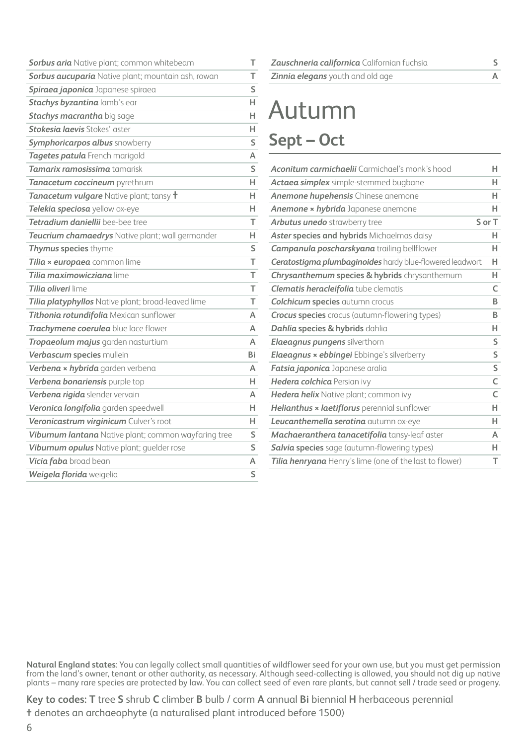| | |
|---|---|
| ***Sorbus aria*** Native plant; common whitebeam | T |
| ***Sorbus aucuparia*** Native plant; mountain ash, rowan | T |
| ***Spiraea japonica*** Japanese spiraea | S |
| ***Stachys byzantina*** lamb's ear | H |
| ***Stachys macrantha*** big sage | H |
| ***Stokesia laevis*** Stokes' aster | H |
| ***Symphoricarpos albus*** snowberry | S |
| ***Tagetes patula*** French marigold | A |
| ***Tamarix ramosissima*** tamarisk | S |
| ***Tanacetum coccineum*** pyrethrum | H |
| ***Tanacetum vulgare*** Native plant; tansy † | H |
| ***Telekia speciosa*** yellow ox-eye | H |
| ***Tetradium daniellii*** bee-bee tree | T |
| ***Teucrium chamaedrys*** Native plant; wall germander | H |
| ***Thymus* species** thyme | S |
| ***Tilia × europaea*** common lime | T |
| ***Tilia maximowicziana*** lime | T |
| ***Tilia oliveri*** lime | T |
| ***Tilia platyphyllos*** Native plant; broad-leaved lime | T |
| ***Tithonia rotundifolia*** Mexican sunflower | A |
| ***Trachymene coerulea*** blue lace flower | A |
| ***Tropaeolum majus*** garden nasturtium | A |
| ***Verbascum* species** mullein | Bi |
| ***Verbena × hybrida*** garden verbena | A |
| ***Verbena bonariensis*** purple top | H |
| ***Verbena rigida*** slender vervain | A |
| ***Veronica longifolia*** garden speedwell | H |
| ***Veronicastrum virginicum*** Culver's root | H |
| ***Viburnum lantana*** Native plant; common wayfaring tree | S |
| ***Viburnum opulus*** Native plant; guelder rose | S |
| ***Vicia faba*** broad bean | A |
| ***Weigela florida*** weigelia | S |
| ***Zauschneria californica*** Californian fuchsia | S |
| ***Zinnia elegans*** youth and old age | A |

# Autumn

## Sept – Oct

| | |
|---|---|
| ***Aconitum carmichaelii*** Carmichael's monk's hood | H |
| ***Actaea simplex*** simple-stemmed bugbane | H |
| ***Anemone hupehensis*** Chinese anemone | H |
| ***Anemone × hybrida*** Japanese anemone | H |
| ***Arbutus unedo*** strawberry tree | S or T |
| ***Aster* species and hybrids** Michaelmas daisy | H |
| ***Campanula poscharskyana*** trailing bellflower | H |
| ***Ceratostigma plumbaginoides*** hardy blue-flowered leadwort | H |
| ***Chrysanthemum* species & hybrids** chrysanthemum | H |
| ***Clematis heracleifolia*** tube clematis | C |
| ***Colchicum* species** autumn crocus | B |
| ***Crocus* species** crocus (autumn-flowering types) | B |
| ***Dahlia* species & hybrids** dahlia | H |
| ***Elaeagnus pungens*** silverthorn | S |
| ***Elaeagnus × ebbingei*** Ebbinge's silverberry | S |
| ***Fatsia japonica*** Japanese aralia | S |
| ***Hedera colchica*** Persian ivy | C |
| ***Hedera helix*** Native plant; common ivy | C |
| ***Helianthus × laetiflorus*** perennial sunflower | H |
| ***Leucanthemella serotina*** autumn ox-eye | H |
| ***Machaeranthera tanacetifolia*** tansy-leaf aster | A |
| ***Salvia* species** sage (autumn-flowering types) | H |
| ***Tilia henryana*** Henry's lime (one of the last to flower) | T |

**Natural England states**: You can legally collect small quantities of wildflower seed for your own use, but you must get permission from the land's owner, tenant or other authority, as necessary. Although seed-collecting is allowed, you should not dig up native plants – many rare species are protected by law. You can collect seed of even rare plants, but cannot sell / trade seed or progeny.

**Key to codes: T** tree **S** shrub **C** climber **B** bulb / corm **A** annual **Bi** biennial **H** herbaceous perennial

† denotes an archaeophyte (a naturalised plant introduced before 1500)